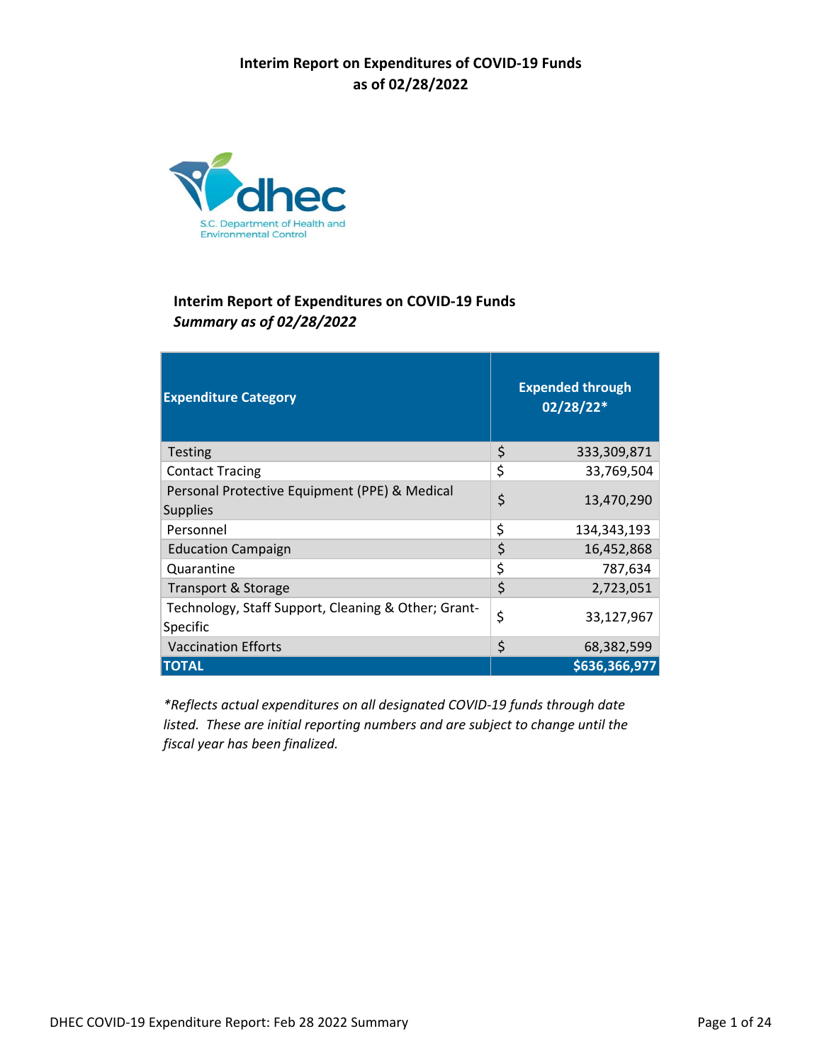# Interim Report on Expenditures of COVID-19 Funds as of 02/28/2022

S.C. Department of Health and Environmental Control

## Interim Report of Expenditures on COVID-19 Funds

***Summary as of 02/28/2022***

| Expenditure Category | Expended through 02/28/22* |
|---|---|
| Testing | $ 333,309,871 |
| Contact Tracing | $ 33,769,504 |
| Personal Protective Equipment (PPE) & Medical Supplies | $ 13,470,290 |
| Personnel | $ 134,343,193 |
| Education Campaign | $ 16,452,868 |
| Quarantine | $ 787,634 |
| Transport & Storage | $ 2,723,051 |
| Technology, Staff Support, Cleaning & Other; Grant-Specific | $ 33,127,967 |
| Vaccination Efforts | $ 68,382,599 |
| **TOTAL** | **$636,366,977** |

*\*Reflects actual expenditures on all designated COVID-19 funds through date listed. These are initial reporting numbers and are subject to change until the fiscal year has been finalized.*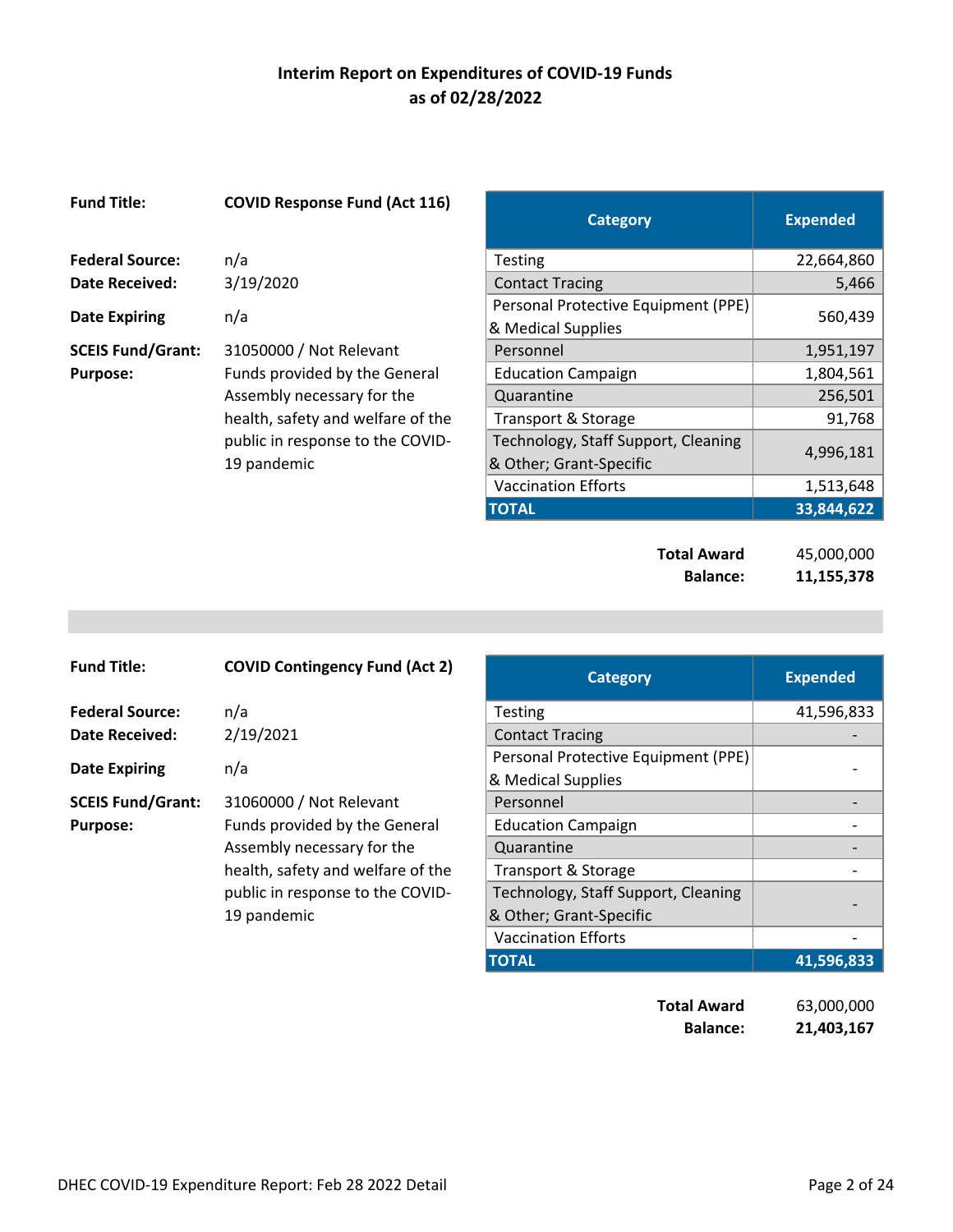# Interim Report on Expenditures of COVID-19 Funds
## as of 02/28/2022

**Fund Title:** **COVID Response Fund (Act 116)**

**Federal Source:** n/a
**Date Received:** 3/19/2020
**Date Expiring** n/a
**SCEIS Fund/Grant:** 31050000 / Not Relevant
**Purpose:** Funds provided by the General Assembly necessary for the health, safety and welfare of the public in response to the COVID-19 pandemic

| Category | Expended |
|---|---|
| Testing | 22,664,860 |
| Contact Tracing | 5,466 |
| Personal Protective Equipment (PPE) & Medical Supplies | 560,439 |
| Personnel | 1,951,197 |
| Education Campaign | 1,804,561 |
| Quarantine | 256,501 |
| Transport & Storage | 91,768 |
| Technology, Staff Support, Cleaning & Other; Grant-Specific | 4,996,181 |
| Vaccination Efforts | 1,513,648 |
| **TOTAL** | **33,844,622** |

**Total Award** 45,000,000
**Balance:** **11,155,378**

---

**Fund Title:** **COVID Contingency Fund (Act 2)**

**Federal Source:** n/a
**Date Received:** 2/19/2021
**Date Expiring** n/a
**SCEIS Fund/Grant:** 31060000 / Not Relevant
**Purpose:** Funds provided by the General Assembly necessary for the health, safety and welfare of the public in response to the COVID-19 pandemic

| Category | Expended |
|---|---|
| Testing | 41,596,833 |
| Contact Tracing | - |
| Personal Protective Equipment (PPE) & Medical Supplies | - |
| Personnel | - |
| Education Campaign | - |
| Quarantine | - |
| Transport & Storage | - |
| Technology, Staff Support, Cleaning & Other; Grant-Specific | - |
| Vaccination Efforts | - |
| **TOTAL** | **41,596,833** |

**Total Award** 63,000,000
**Balance:** **21,403,167**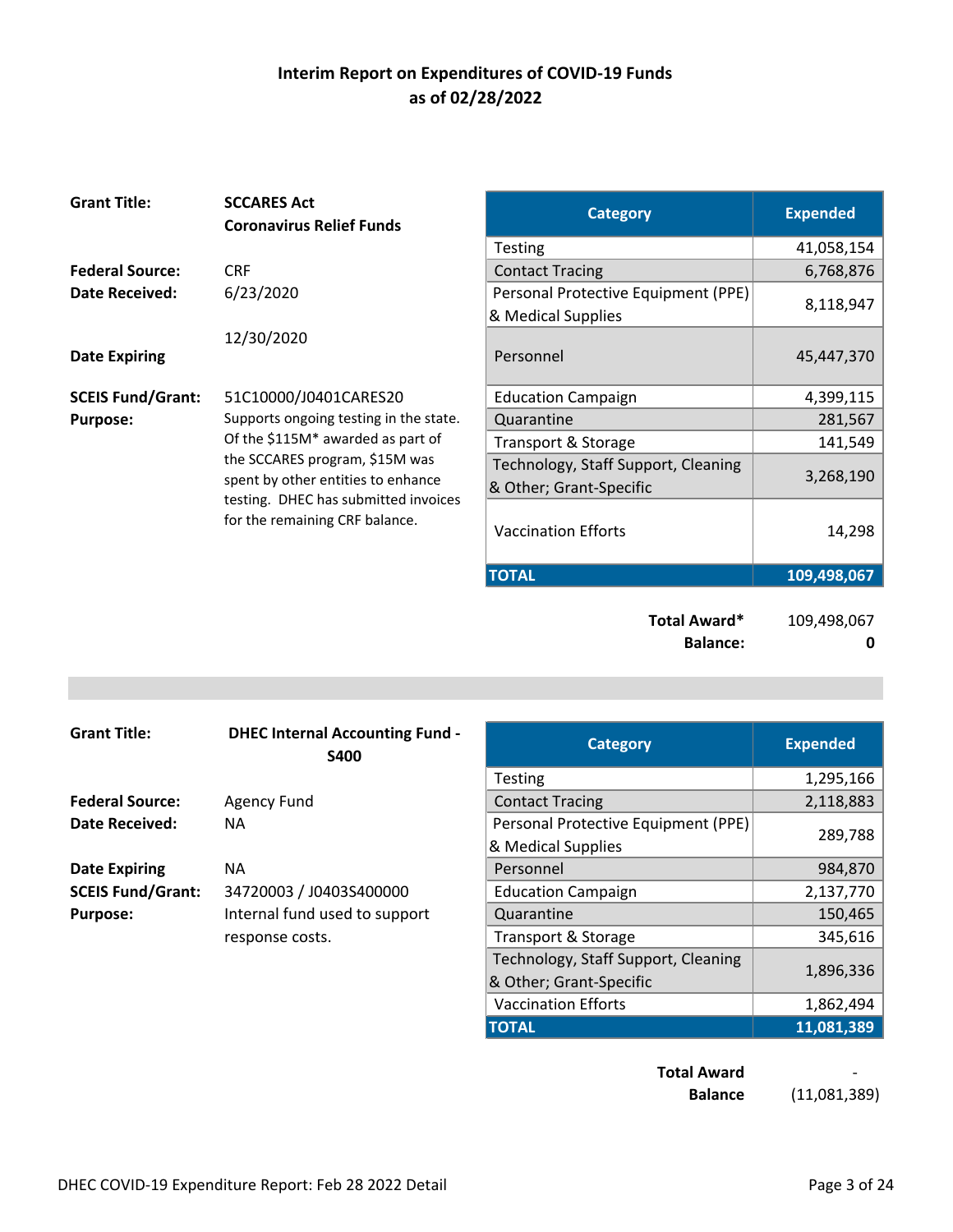# Interim Report on Expenditures of COVID-19 Funds as of 02/28/2022

**Grant Title:** **SCCARES Act Coronavirus Relief Funds**

**Federal Source:** CRF

**Date Received:** 6/23/2020

**Date Expiring** 12/30/2020

**SCEIS Fund/Grant:** 51C10000/J0401CARES20

**Purpose:** Supports ongoing testing in the state. Of the $115M* awarded as part of the SCCARES program, $15M was spent by other entities to enhance testing. DHEC has submitted invoices for the remaining CRF balance.

| Category | Expended |
|---|---|
| Testing | 41,058,154 |
| Contact Tracing | 6,768,876 |
| Personal Protective Equipment (PPE) & Medical Supplies | 8,118,947 |
| Personnel | 45,447,370 |
| Education Campaign | 4,399,115 |
| Quarantine | 281,567 |
| Transport & Storage | 141,549 |
| Technology, Staff Support, Cleaning & Other; Grant-Specific | 3,268,190 |
| Vaccination Efforts | 14,298 |
| **TOTAL** | **109,498,067** |

**Total Award*** 109,498,067

**Balance:** **0**

---

**Grant Title:** **DHEC Internal Accounting Fund - S400**

**Federal Source:** Agency Fund

**Date Received:** NA

**Date Expiring** NA

**SCEIS Fund/Grant:** 34720003 / J0403S400000

**Purpose:** Internal fund used to support response costs.

| Category | Expended |
|---|---|
| Testing | 1,295,166 |
| Contact Tracing | 2,118,883 |
| Personal Protective Equipment (PPE) & Medical Supplies | 289,788 |
| Personnel | 984,870 |
| Education Campaign | 2,137,770 |
| Quarantine | 150,465 |
| Transport & Storage | 345,616 |
| Technology, Staff Support, Cleaning & Other; Grant-Specific | 1,896,336 |
| Vaccination Efforts | 1,862,494 |
| **TOTAL** | **11,081,389** |

**Total Award** -

**Balance** (11,081,389)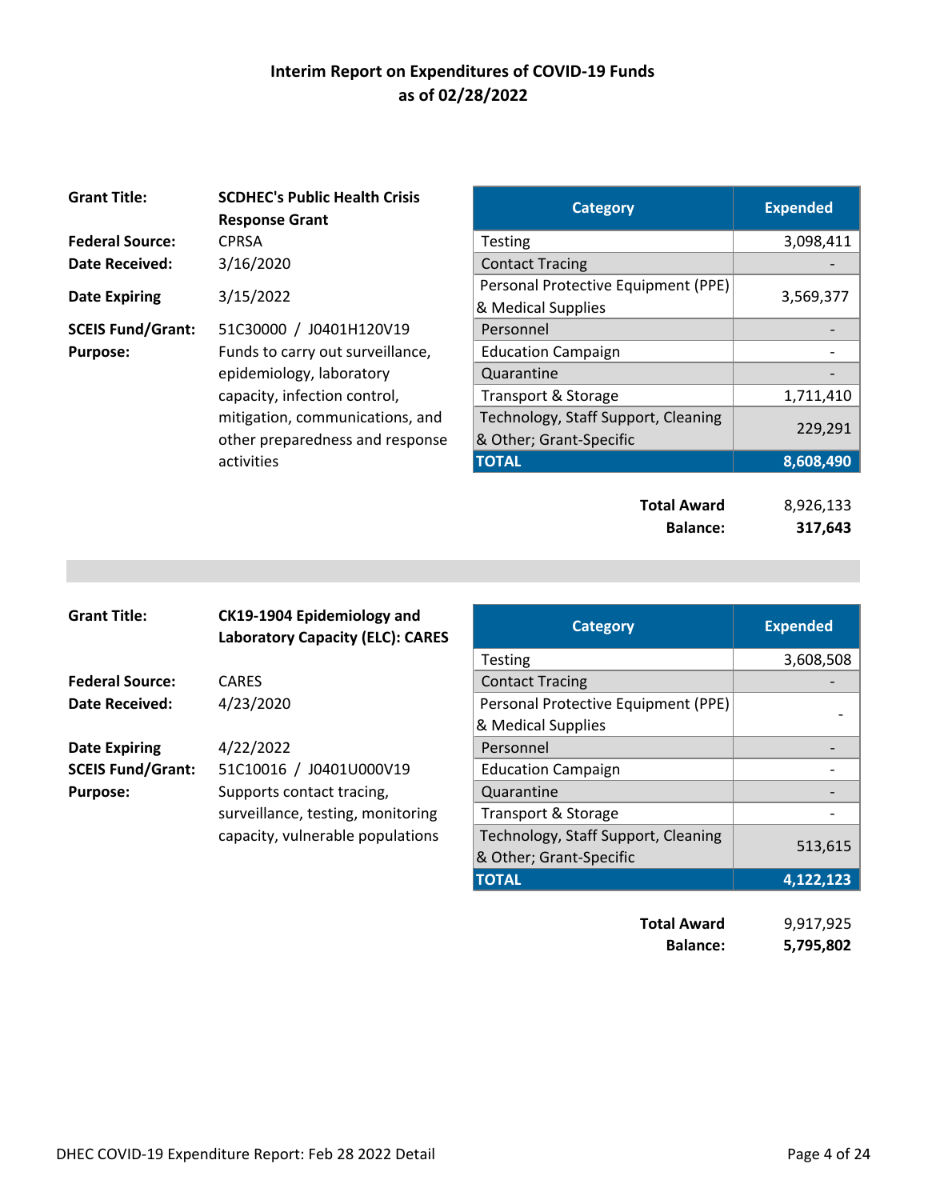# Interim Report on Expenditures of COVID-19 Funds as of 02/28/2022

**Grant Title:** SCDHEC's Public Health Crisis Response Grant
**Federal Source:** CPRSA
**Date Received:** 3/16/2020
**Date Expiring** 3/15/2022
**SCEIS Fund/Grant:** 51C30000 / J0401H120V19
**Purpose:** Funds to carry out surveillance, epidemiology, laboratory capacity, infection control, mitigation, communications, and other preparedness and response activities

| Category | Expended |
|---|---|
| Testing | 3,098,411 |
| Contact Tracing | - |
| Personal Protective Equipment (PPE) & Medical Supplies | 3,569,377 |
| Personnel | - |
| Education Campaign | - |
| Quarantine | - |
| Transport & Storage | 1,711,410 |
| Technology, Staff Support, Cleaning & Other; Grant-Specific | 229,291 |
| **TOTAL** | **8,608,490** |

**Total Award** 8,926,133
**Balance:** **317,643**

---

**Grant Title:** CK19-1904 Epidemiology and Laboratory Capacity (ELC): CARES
**Federal Source:** CARES
**Date Received:** 4/23/2020
**Date Expiring** 4/22/2022
**SCEIS Fund/Grant:** 51C10016 / J0401U000V19
**Purpose:** Supports contact tracing, surveillance, testing, monitoring capacity, vulnerable populations

| Category | Expended |
|---|---|
| Testing | 3,608,508 |
| Contact Tracing | - |
| Personal Protective Equipment (PPE) & Medical Supplies | - |
| Personnel | - |
| Education Campaign | - |
| Quarantine | - |
| Transport & Storage | - |
| Technology, Staff Support, Cleaning & Other; Grant-Specific | 513,615 |
| **TOTAL** | **4,122,123** |

**Total Award** 9,917,925
**Balance:** **5,795,802**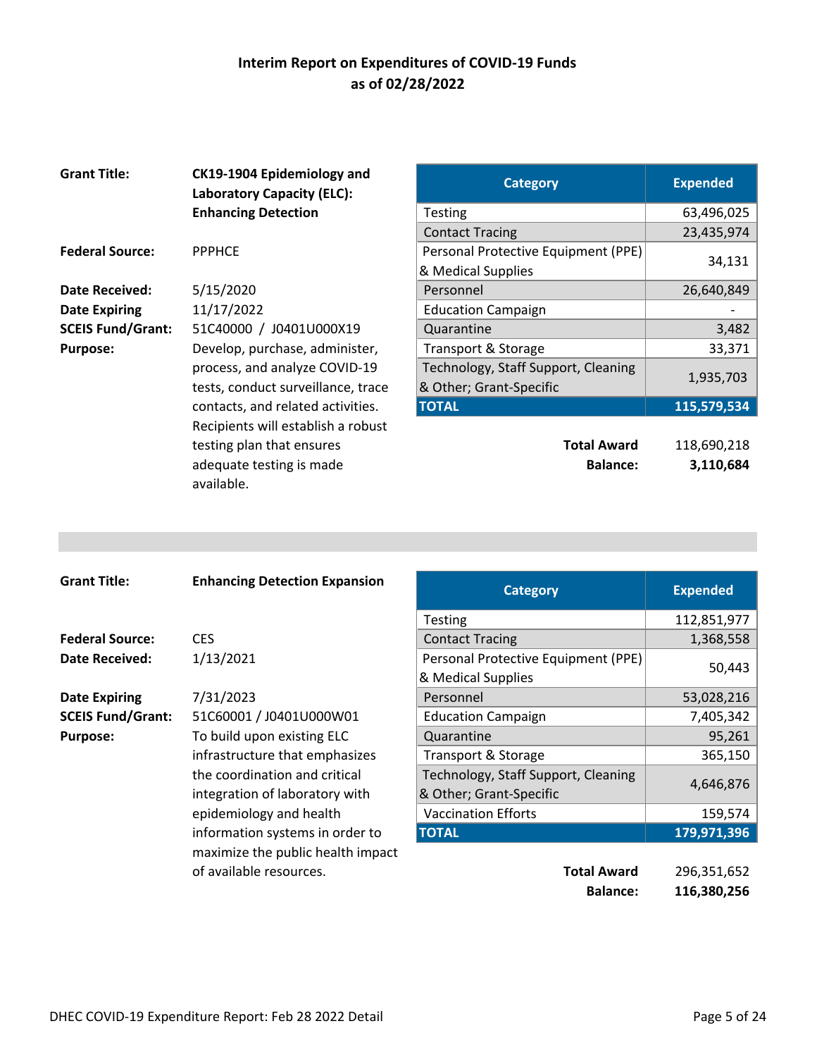# Interim Report on Expenditures of COVID-19 Funds as of 02/28/2022

**Grant Title:** **CK19-1904 Epidemiology and Laboratory Capacity (ELC): Enhancing Detection**

**Federal Source:** PPPHCE

**Date Received:** 5/15/2020

**Date Expiring** 11/17/2022

**SCEIS Fund/Grant:** 51C40000 / J0401U000X19

**Purpose:** Develop, purchase, administer, process, and analyze COVID-19 tests, conduct surveillance, trace contacts, and related activities. Recipients will establish a robust testing plan that ensures adequate testing is made available.

| Category | Expended |
|---|---|
| Testing | 63,496,025 |
| Contact Tracing | 23,435,974 |
| Personal Protective Equipment (PPE) & Medical Supplies | 34,131 |
| Personnel | 26,640,849 |
| Education Campaign | - |
| Quarantine | 3,482 |
| Transport & Storage | 33,371 |
| Technology, Staff Support, Cleaning & Other; Grant-Specific | 1,935,703 |
| **TOTAL** | **115,579,534** |

**Total Award** 118,690,218

**Balance:** **3,110,684**

---

**Grant Title:** **Enhancing Detection Expansion**

**Federal Source:** CES

**Date Received:** 1/13/2021

**Date Expiring** 7/31/2023

**SCEIS Fund/Grant:** 51C60001 / J0401U000W01

**Purpose:** To build upon existing ELC infrastructure that emphasizes the coordination and critical integration of laboratory with epidemiology and health information systems in order to maximize the public health impact of available resources.

| Category | Expended |
|---|---|
| Testing | 112,851,977 |
| Contact Tracing | 1,368,558 |
| Personal Protective Equipment (PPE) & Medical Supplies | 50,443 |
| Personnel | 53,028,216 |
| Education Campaign | 7,405,342 |
| Quarantine | 95,261 |
| Transport & Storage | 365,150 |
| Technology, Staff Support, Cleaning & Other; Grant-Specific | 4,646,876 |
| Vaccination Efforts | 159,574 |
| **TOTAL** | **179,971,396** |

**Total Award** 296,351,652

**Balance:** **116,380,256**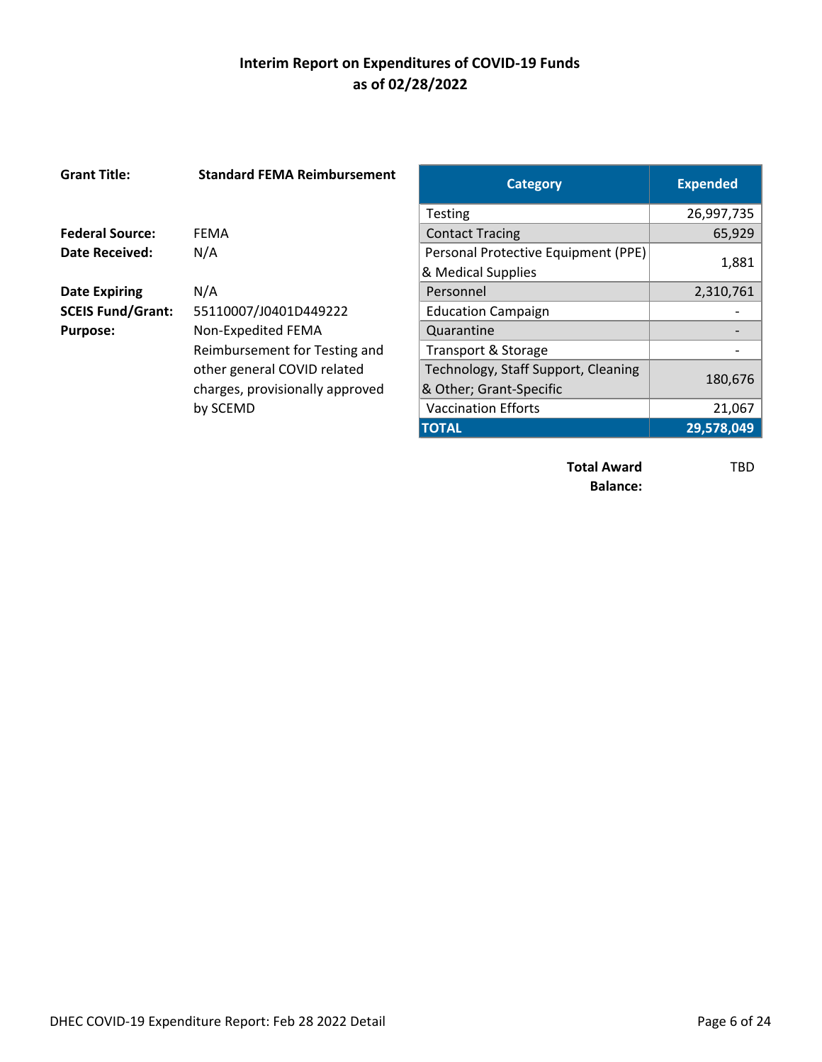## Interim Report on Expenditures of COVID-19 Funds
## as of 02/28/2022

**Grant Title:** **Standard FEMA Reimbursement**

**Federal Source:** FEMA
**Date Received:** N/A

**Date Expiring** N/A
**SCEIS Fund/Grant:** 55110007/J0401D449222
**Purpose:** Non-Expedited FEMA Reimbursement for Testing and other general COVID related charges, provisionally approved by SCEMD

| Category | Expended |
|---|---|
| Testing | 26,997,735 |
| Contact Tracing | 65,929 |
| Personal Protective Equipment (PPE) & Medical Supplies | 1,881 |
| Personnel | 2,310,761 |
| Education Campaign | - |
| Quarantine | - |
| Transport & Storage | - |
| Technology, Staff Support, Cleaning & Other; Grant-Specific | 180,676 |
| Vaccination Efforts | 21,067 |
| **TOTAL** | **29,578,049** |

**Total Award Balance:** TBD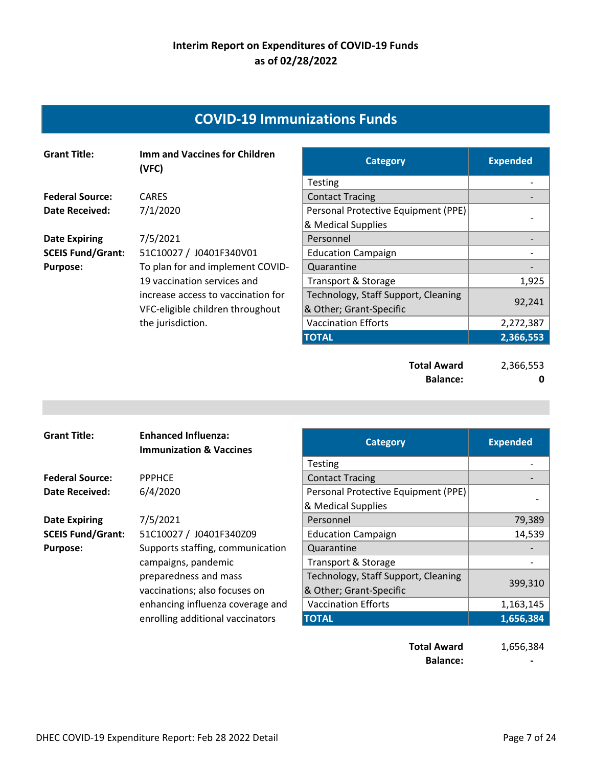**Interim Report on Expenditures of COVID-19 Funds**
**as of 02/28/2022**

## COVID-19 Immunizations Funds

**Grant Title:** **Imm and Vaccines for Children (VFC)**

**Federal Source:** CARES
**Date Received:** 7/1/2020

**Date Expiring** 7/5/2021
**SCEIS Fund/Grant:** 51C10027 / J0401F340V01
**Purpose:** To plan for and implement COVID-19 vaccination services and increase access to vaccination for VFC-eligible children throughout the jurisdiction.

| Category | Expended |
|---|---|
| Testing | - |
| Contact Tracing | - |
| Personal Protective Equipment (PPE) & Medical Supplies | - |
| Personnel | - |
| Education Campaign | - |
| Quarantine | - |
| Transport & Storage | 1,925 |
| Technology, Staff Support, Cleaning & Other; Grant-Specific | 92,241 |
| Vaccination Efforts | 2,272,387 |
| **TOTAL** | **2,366,553** |

**Total Award** 2,366,553
**Balance:** **0**

---

**Grant Title:** **Enhanced Influenza: Immunization & Vaccines**

**Federal Source:** PPPHCE
**Date Received:** 6/4/2020

**Date Expiring** 7/5/2021
**SCEIS Fund/Grant:** 51C10027 / J0401F340Z09
**Purpose:** Supports staffing, communication campaigns, pandemic preparedness and mass vaccinations; also focuses on enhancing influenza coverage and enrolling additional vaccinators

| Category | Expended |
|---|---|
| Testing | - |
| Contact Tracing | - |
| Personal Protective Equipment (PPE) & Medical Supplies | - |
| Personnel | 79,389 |
| Education Campaign | 14,539 |
| Quarantine | - |
| Transport & Storage | - |
| Technology, Staff Support, Cleaning & Other; Grant-Specific | 399,310 |
| Vaccination Efforts | 1,163,145 |
| **TOTAL** | **1,656,384** |

**Total Award** 1,656,384
**Balance:** **-**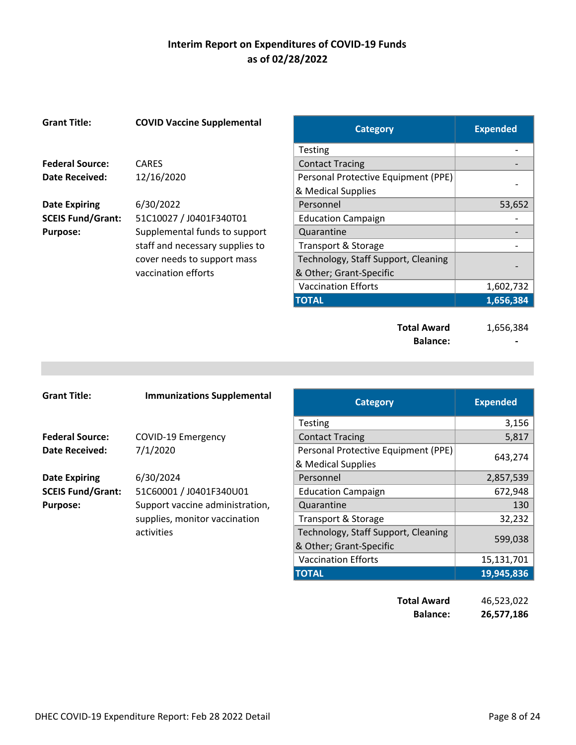## Interim Report on Expenditures of COVID-19 Funds as of 02/28/2022

**Grant Title:** **COVID Vaccine Supplemental**

**Federal Source:** CARES
**Date Received:** 12/16/2020

**Date Expiring** 6/30/2022
**SCEIS Fund/Grant:** 51C10027 / J0401F340T01
**Purpose:** Supplemental funds to support staff and necessary supplies to cover needs to support mass vaccination efforts

| Category | Expended |
|---|---|
| Testing | - |
| Contact Tracing | - |
| Personal Protective Equipment (PPE) & Medical Supplies | - |
| Personnel | 53,652 |
| Education Campaign | - |
| Quarantine | - |
| Transport & Storage | - |
| Technology, Staff Support, Cleaning & Other; Grant-Specific | - |
| Vaccination Efforts | 1,602,732 |
| **TOTAL** | **1,656,384** |

**Total Award** 1,656,384
**Balance:** **-**

---

**Grant Title:** **Immunizations Supplemental**

**Federal Source:** COVID-19 Emergency
**Date Received:** 7/1/2020

**Date Expiring** 6/30/2024
**SCEIS Fund/Grant:** 51C60001 / J0401F340U01
**Purpose:** Support vaccine administration, supplies, monitor vaccination activities

| Category | Expended |
|---|---|
| Testing | 3,156 |
| Contact Tracing | 5,817 |
| Personal Protective Equipment (PPE) & Medical Supplies | 643,274 |
| Personnel | 2,857,539 |
| Education Campaign | 672,948 |
| Quarantine | 130 |
| Transport & Storage | 32,232 |
| Technology, Staff Support, Cleaning & Other; Grant-Specific | 599,038 |
| Vaccination Efforts | 15,131,701 |
| **TOTAL** | **19,945,836** |

**Total Award** 46,523,022
**Balance:** **26,577,186**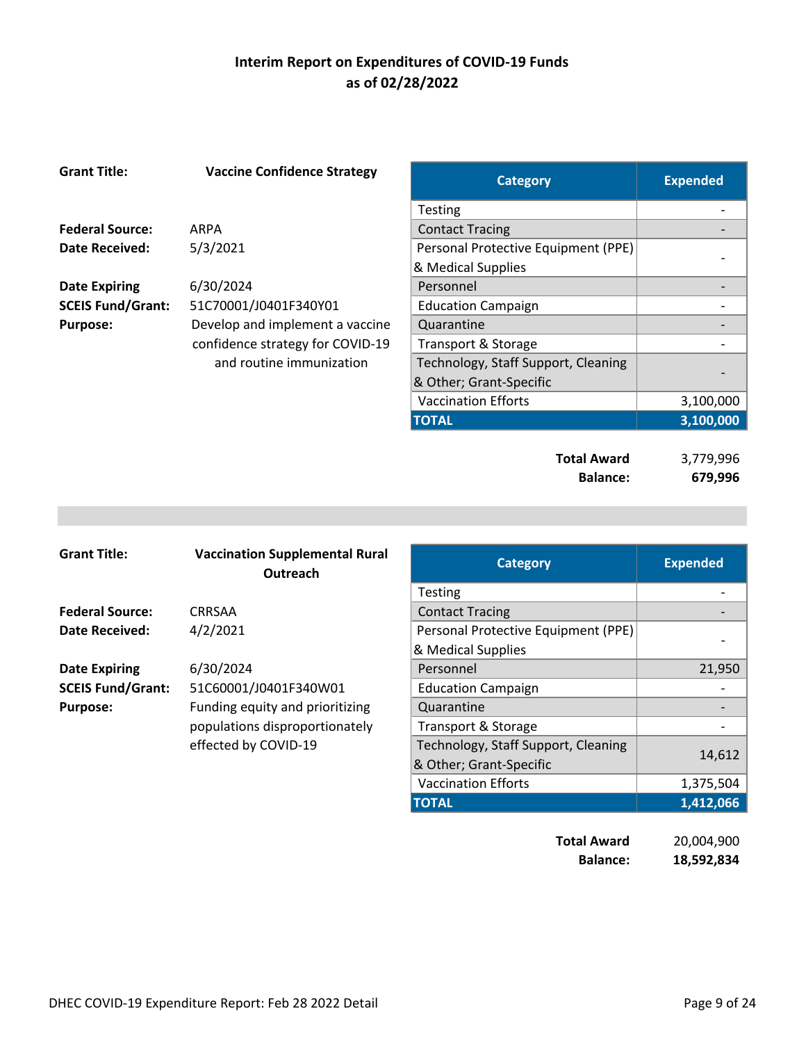# Interim Report on Expenditures of COVID-19 Funds as of 02/28/2022

**Grant Title:** **Vaccine Confidence Strategy**

**Federal Source:** ARPA
**Date Received:** 5/3/2021
**Date Expiring:** 6/30/2024
**SCEIS Fund/Grant:** 51C70001/J0401F340Y01
**Purpose:** Develop and implement a vaccine confidence strategy for COVID-19 and routine immunization

| Category | Expended |
|---|---|
| Testing | - |
| Contact Tracing | - |
| Personal Protective Equipment (PPE) & Medical Supplies | - |
| Personnel | - |
| Education Campaign | - |
| Quarantine | - |
| Transport & Storage | - |
| Technology, Staff Support, Cleaning & Other; Grant-Specific | - |
| Vaccination Efforts | 3,100,000 |
| **TOTAL** | **3,100,000** |

| | |
|---|---|
| **Total Award** | 3,779,996 |
| **Balance:** | **679,996** |

---

**Grant Title:** **Vaccination Supplemental Rural Outreach**

**Federal Source:** CRRSAA
**Date Received:** 4/2/2021
**Date Expiring:** 6/30/2024
**SCEIS Fund/Grant:** 51C60001/J0401F340W01
**Purpose:** Funding equity and prioritizing populations disproportionately effected by COVID-19

| Category | Expended |
|---|---|
| Testing | - |
| Contact Tracing | - |
| Personal Protective Equipment (PPE) & Medical Supplies | - |
| Personnel | 21,950 |
| Education Campaign | - |
| Quarantine | - |
| Transport & Storage | - |
| Technology, Staff Support, Cleaning & Other; Grant-Specific | 14,612 |
| Vaccination Efforts | 1,375,504 |
| **TOTAL** | **1,412,066** |

| | |
|---|---|
| **Total Award** | 20,004,900 |
| **Balance:** | **18,592,834** |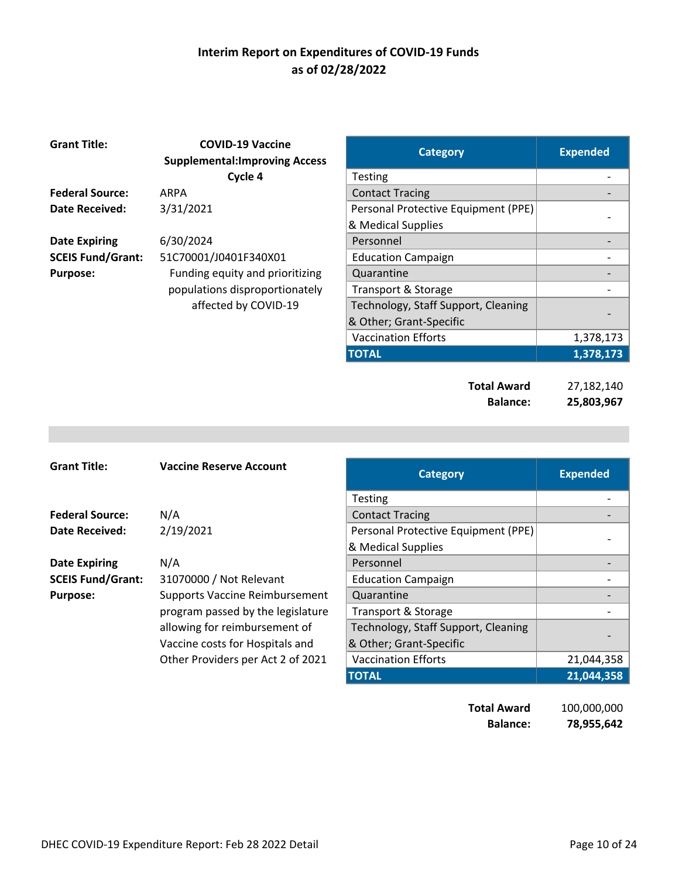## Interim Report on Expenditures of COVID-19 Funds as of 02/28/2022

**Grant Title:** COVID-19 Vaccine Supplemental:Improving Access Cycle 4

**Federal Source:** ARPA

**Date Received:** 3/31/2021

**Date Expiring** 6/30/2024

**SCEIS Fund/Grant:** 51C70001/J0401F340X01

**Purpose:** Funding equity and prioritizing populations disproportionately affected by COVID-19

| Category | Expended |
|---|---|
| Testing | - |
| Contact Tracing | - |
| Personal Protective Equipment (PPE) & Medical Supplies | - |
| Personnel | - |
| Education Campaign | - |
| Quarantine | - |
| Transport & Storage | - |
| Technology, Staff Support, Cleaning & Other; Grant-Specific | - |
| Vaccination Efforts | 1,378,173 |
| **TOTAL** | **1,378,173** |

**Total Award** 27,182,140

**Balance:** **25,803,967**

---

**Grant Title:** **Vaccine Reserve Account**

**Federal Source:** N/A

**Date Received:** 2/19/2021

**Date Expiring** N/A

**SCEIS Fund/Grant:** 31070000 / Not Relevant

**Purpose:** Supports Vaccine Reimbursement program passed by the legislature allowing for reimbursement of Vaccine costs for Hospitals and Other Providers per Act 2 of 2021

| Category | Expended |
|---|---|
| Testing | - |
| Contact Tracing | - |
| Personal Protective Equipment (PPE) & Medical Supplies | - |
| Personnel | - |
| Education Campaign | - |
| Quarantine | - |
| Transport & Storage | - |
| Technology, Staff Support, Cleaning & Other; Grant-Specific | - |
| Vaccination Efforts | 21,044,358 |
| **TOTAL** | **21,044,358** |

**Total Award** 100,000,000

**Balance:** **78,955,642**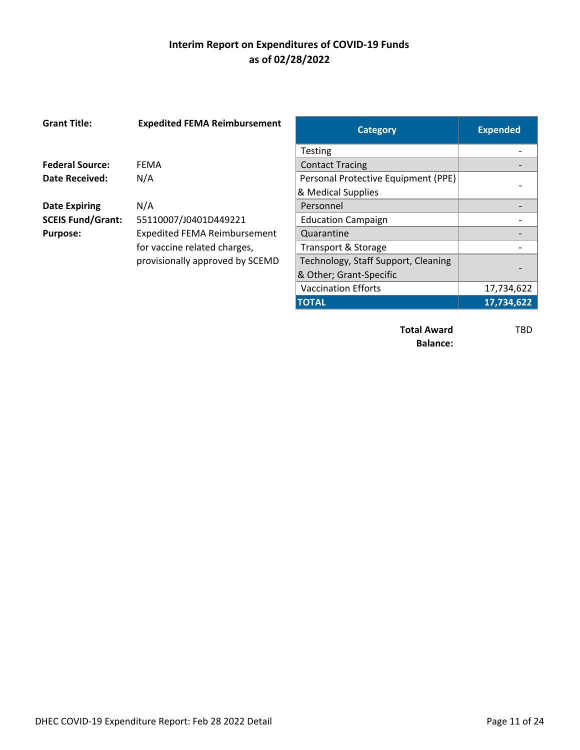# Interim Report on Expenditures of COVID-19 Funds
## as of 02/28/2022

**Grant Title:** **Expedited FEMA Reimbursement**

**Federal Source:** FEMA
**Date Received:** N/A

**Date Expiring** N/A
**SCEIS Fund/Grant:** 55110007/J0401D449221
**Purpose:** Expedited FEMA Reimbursement for vaccine related charges, provisionally approved by SCEMD

| Category | Expended |
|---|---|
| Testing | - |
| Contact Tracing | - |
| Personal Protective Equipment (PPE) & Medical Supplies | - |
| Personnel | - |
| Education Campaign | - |
| Quarantine | - |
| Transport & Storage | - |
| Technology, Staff Support, Cleaning & Other; Grant-Specific | - |
| Vaccination Efforts | 17,734,622 |
| **TOTAL** | **17,734,622** |

**Total Award Balance:** TBD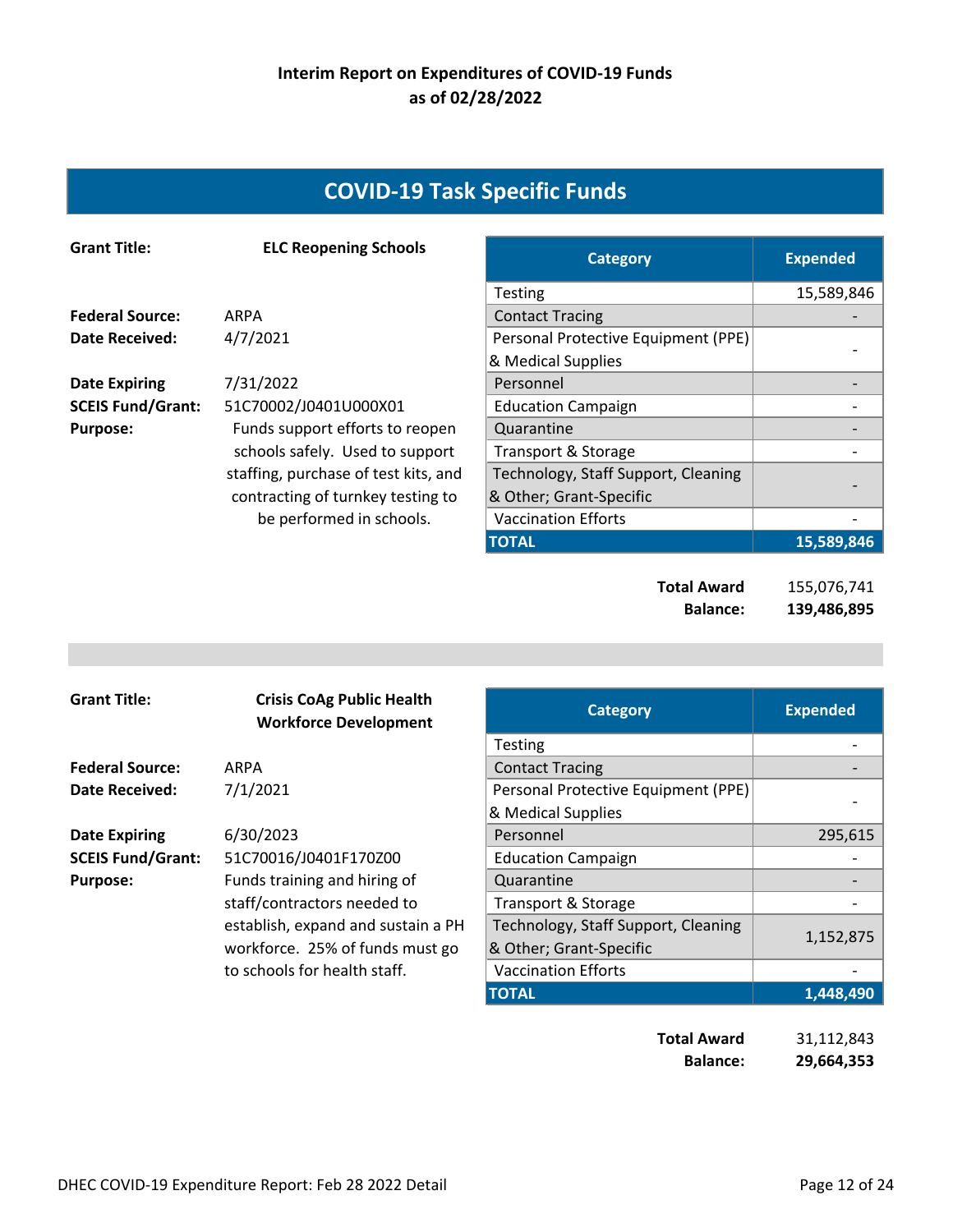**Interim Report on Expenditures of COVID-19 Funds**
**as of 02/28/2022**

## COVID-19 Task Specific Funds

**Grant Title:** **ELC Reopening Schools**

**Federal Source:** ARPA
**Date Received:** 4/7/2021
**Date Expiring:** 7/31/2022
**SCEIS Fund/Grant:** 51C70002/J0401U000X01
**Purpose:** Funds support efforts to reopen schools safely. Used to support staffing, purchase of test kits, and contracting of turnkey testing to be performed in schools.

| Category | Expended |
|---|---|
| Testing | 15,589,846 |
| Contact Tracing | - |
| Personal Protective Equipment (PPE) & Medical Supplies | - |
| Personnel | - |
| Education Campaign | - |
| Quarantine | - |
| Transport & Storage | - |
| Technology, Staff Support, Cleaning & Other; Grant-Specific | - |
| Vaccination Efforts | - |
| **TOTAL** | **15,589,846** |

**Total Award** 155,076,741
**Balance:** **139,486,895**

---

**Grant Title:** **Crisis CoAg Public Health Workforce Development**

**Federal Source:** ARPA
**Date Received:** 7/1/2021
**Date Expiring:** 6/30/2023
**SCEIS Fund/Grant:** 51C70016/J0401F170Z00
**Purpose:** Funds training and hiring of staff/contractors needed to establish, expand and sustain a PH workforce. 25% of funds must go to schools for health staff.

| Category | Expended |
|---|---|
| Testing | - |
| Contact Tracing | - |
| Personal Protective Equipment (PPE) & Medical Supplies | - |
| Personnel | 295,615 |
| Education Campaign | - |
| Quarantine | - |
| Transport & Storage | - |
| Technology, Staff Support, Cleaning & Other; Grant-Specific | 1,152,875 |
| Vaccination Efforts | - |
| **TOTAL** | **1,448,490** |

**Total Award** 31,112,843
**Balance:** **29,664,353**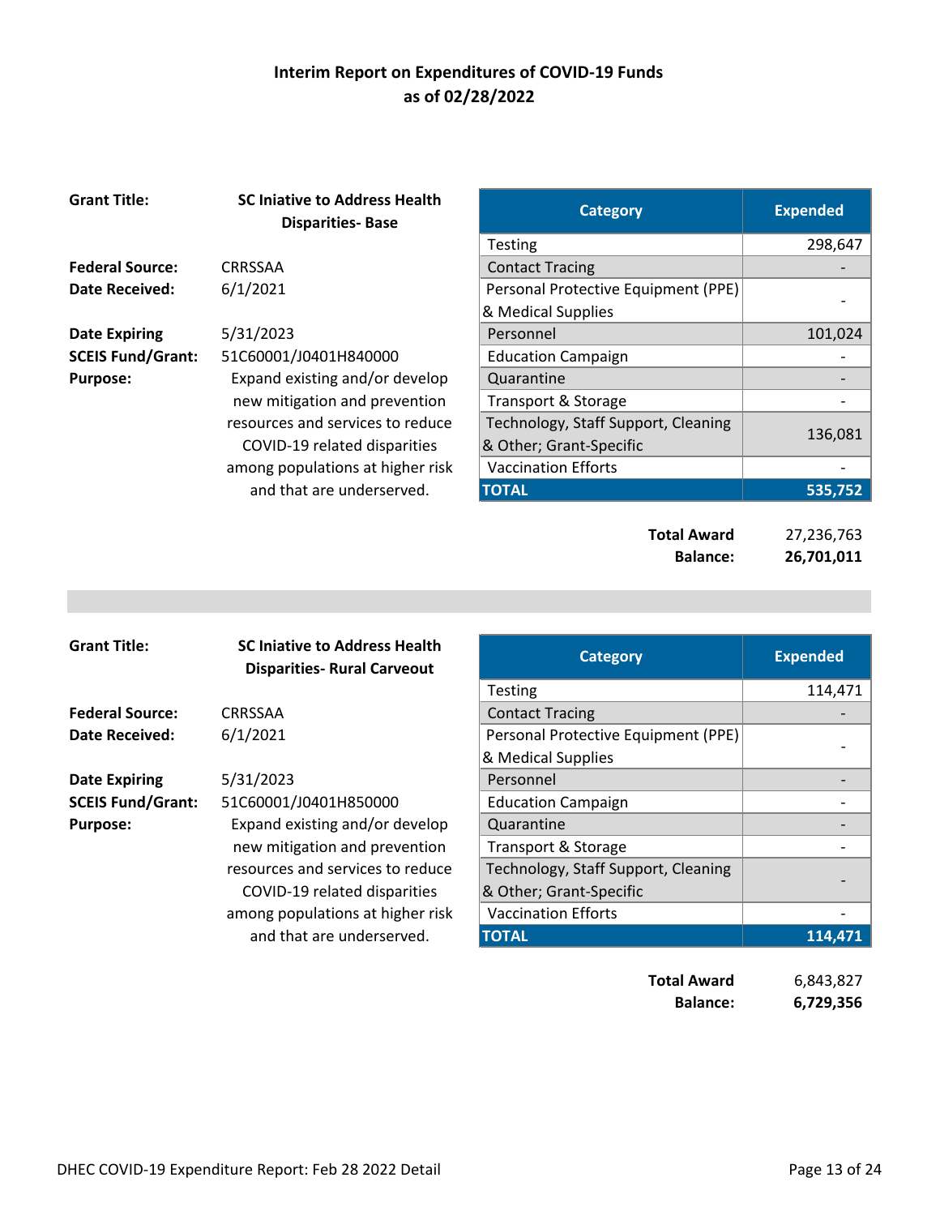# Interim Report on Expenditures of COVID-19 Funds as of 02/28/2022

**Grant Title:** **SC Iniative to Address Health Disparities- Base**

**Federal Source:** CRRSSAA
**Date Received:** 6/1/2021
**Date Expiring** 5/31/2023
**SCEIS Fund/Grant:** 51C60001/J0401H840000
**Purpose:** Expand existing and/or develop new mitigation and prevention resources and services to reduce COVID-19 related disparities among populations at higher risk and that are underserved.

| Category | Expended |
|---|---|
| Testing | 298,647 |
| Contact Tracing | - |
| Personal Protective Equipment (PPE) & Medical Supplies | - |
| Personnel | 101,024 |
| Education Campaign | - |
| Quarantine | - |
| Transport & Storage | - |
| Technology, Staff Support, Cleaning & Other; Grant-Specific | 136,081 |
| Vaccination Efforts | - |
| **TOTAL** | **535,752** |

**Total Award** 27,236,763
**Balance:** **26,701,011**

---

**Grant Title:** **SC Iniative to Address Health Disparities- Rural Carveout**

**Federal Source:** CRRSSAA
**Date Received:** 6/1/2021
**Date Expiring** 5/31/2023
**SCEIS Fund/Grant:** 51C60001/J0401H850000
**Purpose:** Expand existing and/or develop new mitigation and prevention resources and services to reduce COVID-19 related disparities among populations at higher risk and that are underserved.

| Category | Expended |
|---|---|
| Testing | 114,471 |
| Contact Tracing | - |
| Personal Protective Equipment (PPE) & Medical Supplies | - |
| Personnel | - |
| Education Campaign | - |
| Quarantine | - |
| Transport & Storage | - |
| Technology, Staff Support, Cleaning & Other; Grant-Specific | - |
| Vaccination Efforts | - |
| **TOTAL** | **114,471** |

**Total Award** 6,843,827
**Balance:** **6,729,356**

DHEC COVID-19 Expenditure Report: Feb 28 2022 Detail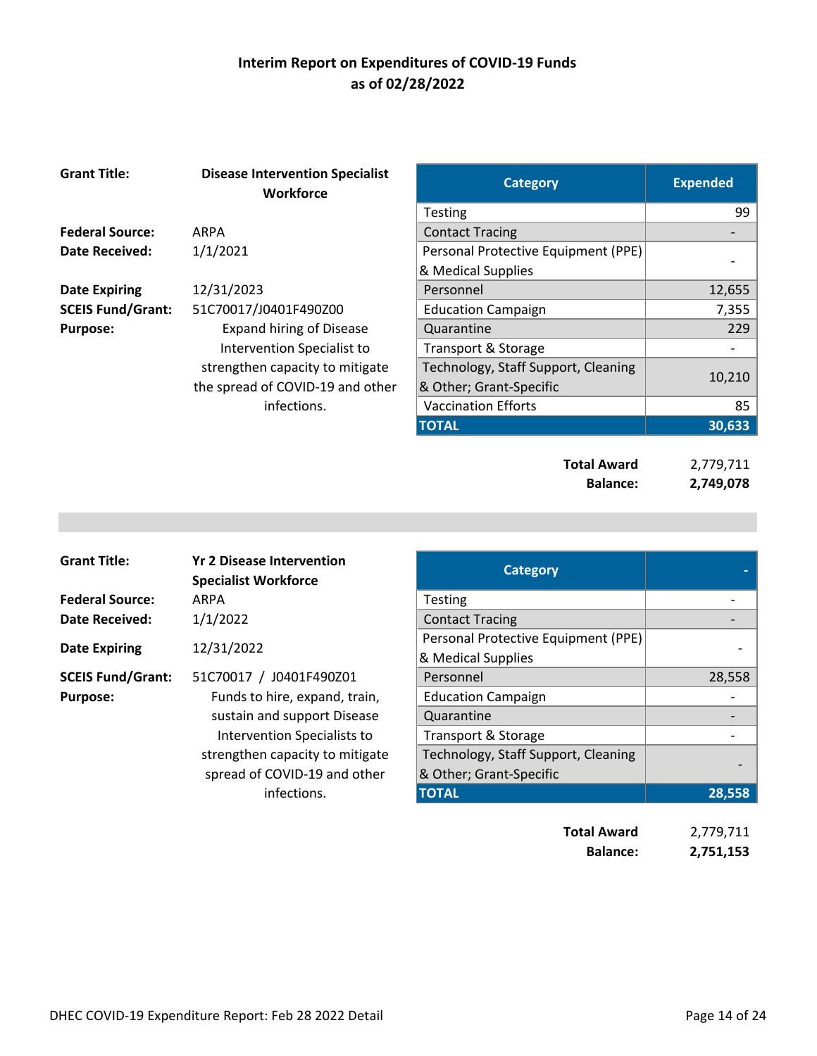# Interim Report on Expenditures of COVID-19 Funds
## as of 02/28/2022

**Grant Title:** Disease Intervention Specialist Workforce

**Federal Source:** ARPA

**Date Received:** 1/1/2021

**Date Expiring** 12/31/2023

**SCEIS Fund/Grant:** 51C70017/J0401F490Z00

**Purpose:** Expand hiring of Disease Intervention Specialist to strengthen capacity to mitigate the spread of COVID-19 and other infections.

| Category | Expended |
|---|---|
| Testing | 99 |
| Contact Tracing | - |
| Personal Protective Equipment (PPE) & Medical Supplies | - |
| Personnel | 12,655 |
| Education Campaign | 7,355 |
| Quarantine | 229 |
| Transport & Storage | - |
| Technology, Staff Support, Cleaning & Other; Grant-Specific | 10,210 |
| Vaccination Efforts | 85 |
| **TOTAL** | **30,633** |

| | |
|---|---|
| **Total Award** | 2,779,711 |
| **Balance:** | **2,749,078** |

---

**Grant Title:** Yr 2 Disease Intervention Specialist Workforce

**Federal Source:** ARPA

**Date Received:** 1/1/2022

**Date Expiring** 12/31/2022

**SCEIS Fund/Grant:** 51C70017 / J0401F490Z01

**Purpose:** Funds to hire, expand, train, sustain and support Disease Intervention Specialists to strengthen capacity to mitigate spread of COVID-19 and other infections.

| Category | - |
|---|---|
| Testing | - |
| Contact Tracing | - |
| Personal Protective Equipment (PPE) & Medical Supplies | - |
| Personnel | 28,558 |
| Education Campaign | - |
| Quarantine | - |
| Transport & Storage | - |
| Technology, Staff Support, Cleaning & Other; Grant-Specific | - |
| **TOTAL** | **28,558** |

| | |
|---|---|
| **Total Award** | 2,779,711 |
| **Balance:** | **2,751,153** |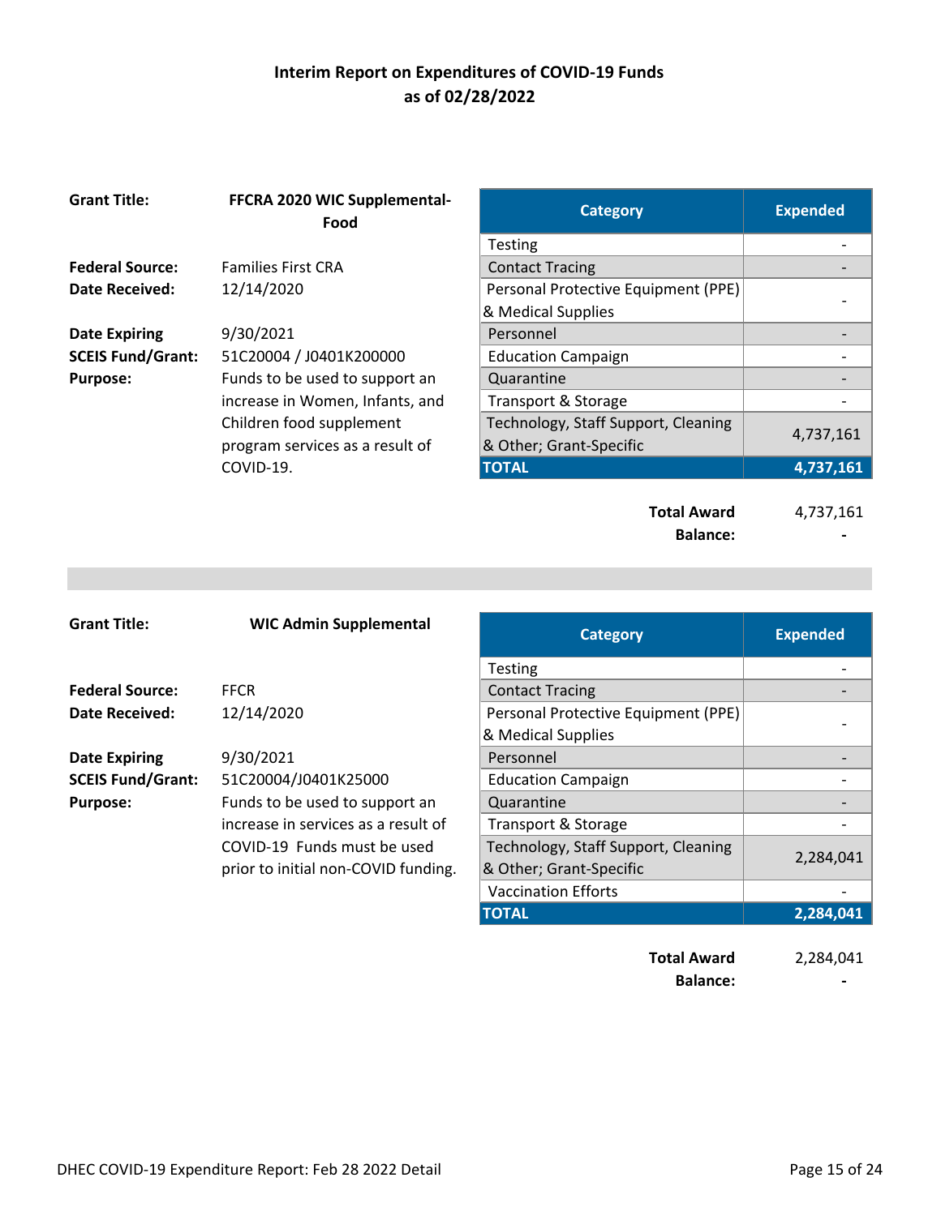# Interim Report on Expenditures of COVID-19 Funds as of 02/28/2022

**Grant Title:** FFCRA 2020 WIC Supplemental-Food

**Federal Source:** Families First CRA
**Date Received:** 12/14/2020
**Date Expiring** 9/30/2021
**SCEIS Fund/Grant:** 51C20004 / J0401K200000
**Purpose:** Funds to be used to support an increase in Women, Infants, and Children food supplement program services as a result of COVID-19.

| Category | Expended |
|---|---|
| Testing | - |
| Contact Tracing | - |
| Personal Protective Equipment (PPE) & Medical Supplies | - |
| Personnel | - |
| Education Campaign | - |
| Quarantine | - |
| Transport & Storage | - |
| Technology, Staff Support, Cleaning & Other; Grant-Specific | 4,737,161 |
| **TOTAL** | **4,737,161** |

**Total Award** 4,737,161
**Balance:** -

---

**Grant Title:** WIC Admin Supplemental

**Federal Source:** FFCR
**Date Received:** 12/14/2020
**Date Expiring** 9/30/2021
**SCEIS Fund/Grant:** 51C20004/J0401K25000
**Purpose:** Funds to be used to support an increase in services as a result of COVID-19 Funds must be used prior to initial non-COVID funding.

| Category | Expended |
|---|---|
| Testing | - |
| Contact Tracing | - |
| Personal Protective Equipment (PPE) & Medical Supplies | - |
| Personnel | - |
| Education Campaign | - |
| Quarantine | - |
| Transport & Storage | - |
| Technology, Staff Support, Cleaning & Other; Grant-Specific | 2,284,041 |
| Vaccination Efforts | - |
| **TOTAL** | **2,284,041** |

**Total Award** 2,284,041
**Balance:** -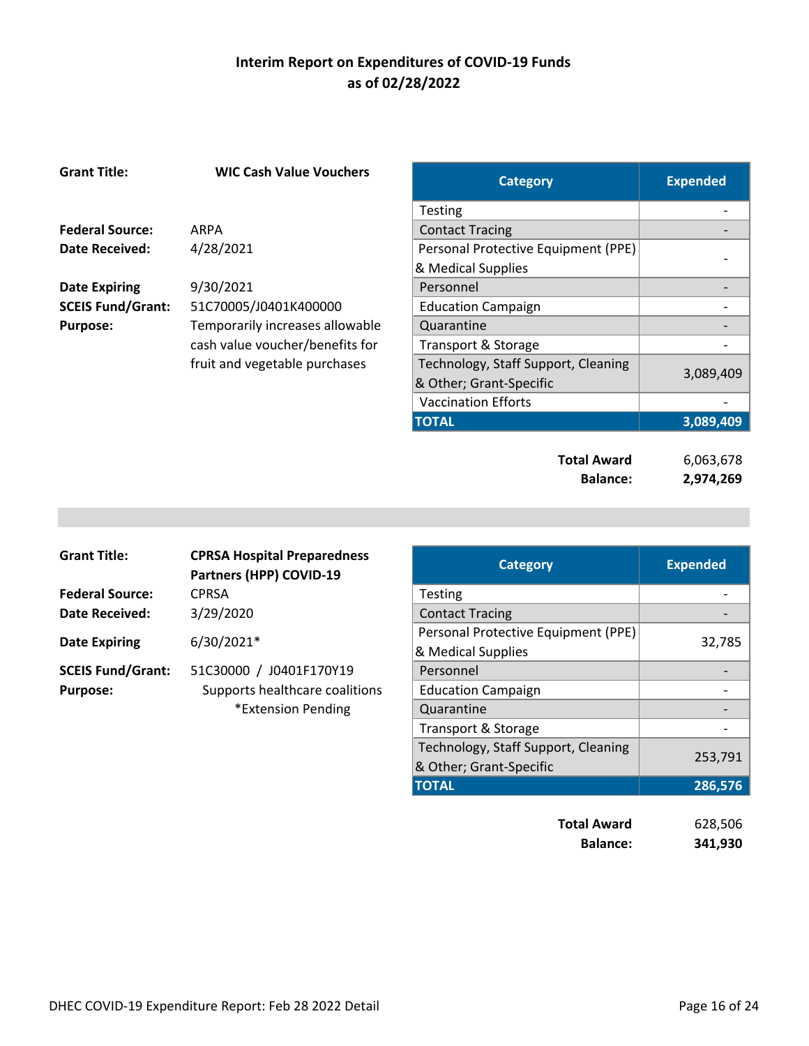# Interim Report on Expenditures of COVID-19 Funds
## as of 02/28/2022

**Grant Title:** **WIC Cash Value Vouchers**

**Federal Source:** ARPA
**Date Received:** 4/28/2021
**Date Expiring** 9/30/2021
**SCEIS Fund/Grant:** 51C70005/J0401K400000
**Purpose:** Temporarily increases allowable cash value voucher/benefits for fruit and vegetable purchases

| Category | Expended |
|---|---|
| Testing | - |
| Contact Tracing | - |
| Personal Protective Equipment (PPE) & Medical Supplies | - |
| Personnel | - |
| Education Campaign | - |
| Quarantine | - |
| Transport & Storage | - |
| Technology, Staff Support, Cleaning & Other; Grant-Specific | 3,089,409 |
| Vaccination Efforts | - |
| **TOTAL** | **3,089,409** |

**Total Award** 6,063,678
**Balance:** **2,974,269**

---

**Grant Title:** **CPRSA Hospital Preparedness Partners (HPP) COVID-19**
**Federal Source:** CPRSA
**Date Received:** 3/29/2020
**Date Expiring** 6/30/2021*
**SCEIS Fund/Grant:** 51C30000 / J0401F170Y19
**Purpose:** Supports healthcare coalitions
*Extension Pending

| Category | Expended |
|---|---|
| Testing | - |
| Contact Tracing | - |
| Personal Protective Equipment (PPE) & Medical Supplies | 32,785 |
| Personnel | - |
| Education Campaign | - |
| Quarantine | - |
| Transport & Storage | - |
| Technology, Staff Support, Cleaning & Other; Grant-Specific | 253,791 |
| **TOTAL** | **286,576** |

**Total Award** 628,506
**Balance:** **341,930**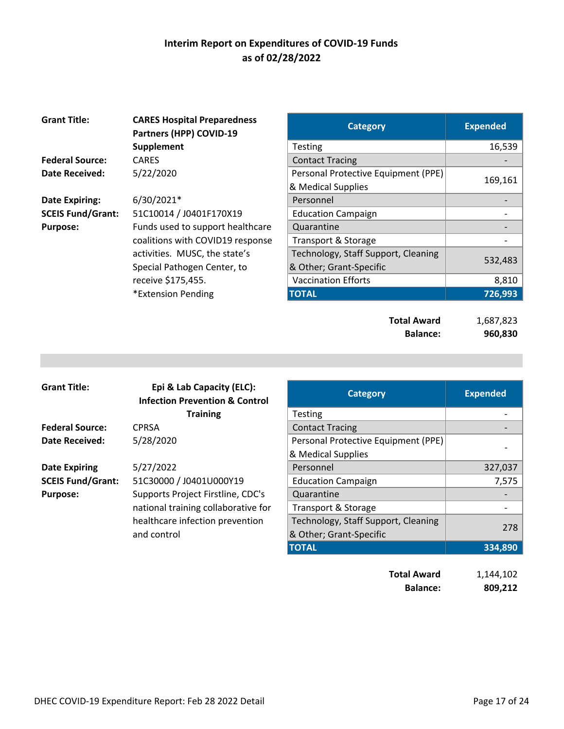# Interim Report on Expenditures of COVID-19 Funds as of 02/28/2022

**Grant Title:** CARES Hospital Preparedness Partners (HPP) COVID-19 Supplement

**Federal Source:** CARES

**Date Received:** 5/22/2020

**Date Expiring:** 6/30/2021*

**SCEIS Fund/Grant:** 51C10014 / J0401F170X19

**Purpose:** Funds used to support healthcare coalitions with COVID19 response activities. MUSC, the state's Special Pathogen Center, to receive $175,455.

*Extension Pending

| Category | Expended |
|---|---|
| Testing | 16,539 |
| Contact Tracing | - |
| Personal Protective Equipment (PPE) & Medical Supplies | 169,161 |
| Personnel | - |
| Education Campaign | - |
| Quarantine | - |
| Transport & Storage | - |
| Technology, Staff Support, Cleaning & Other; Grant-Specific | 532,483 |
| Vaccination Efforts | 8,810 |
| **TOTAL** | **726,993** |

**Total Award** 1,687,823

**Balance:** **960,830**

---

**Grant Title:** Epi & Lab Capacity (ELC): Infection Prevention & Control Training

**Federal Source:** CPRSA

**Date Received:** 5/28/2020

**Date Expiring** 5/27/2022

**SCEIS Fund/Grant:** 51C30000 / J0401U000Y19

**Purpose:** Supports Project Firstline, CDC's national training collaborative for healthcare infection prevention and control

| Category | Expended |
|---|---|
| Testing | - |
| Contact Tracing | - |
| Personal Protective Equipment (PPE) & Medical Supplies | - |
| Personnel | 327,037 |
| Education Campaign | 7,575 |
| Quarantine | - |
| Transport & Storage | - |
| Technology, Staff Support, Cleaning & Other; Grant-Specific | 278 |
| **TOTAL** | **334,890** |

**Total Award** 1,144,102

**Balance:** **809,212**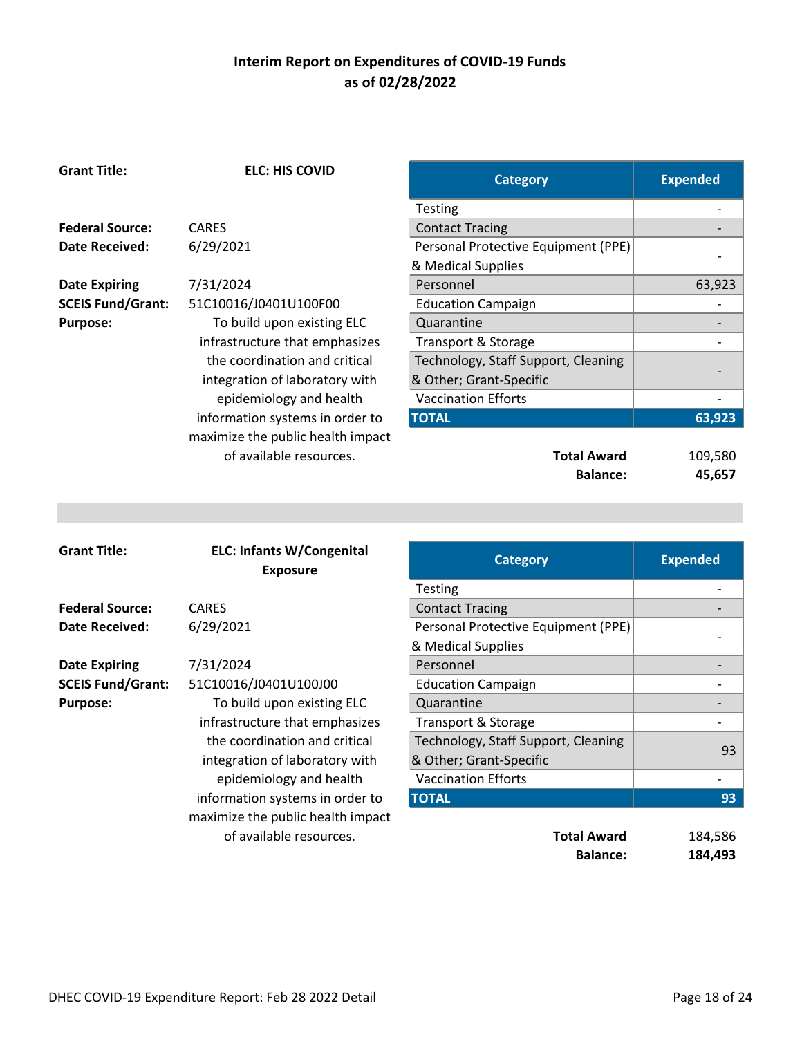## Interim Report on Expenditures of COVID-19 Funds
## as of 02/28/2022

**Grant Title:** **ELC: HIS COVID**

**Federal Source:** CARES
**Date Received:** 6/29/2021
**Date Expiring:** 7/31/2024
**SCEIS Fund/Grant:** 51C10016/J0401U100F00
**Purpose:** To build upon existing ELC infrastructure that emphasizes the coordination and critical integration of laboratory with epidemiology and health information systems in order to maximize the public health impact of available resources.

| Category | Expended |
|---|---|
| Testing | - |
| Contact Tracing | - |
| Personal Protective Equipment (PPE) & Medical Supplies | - |
| Personnel | 63,923 |
| Education Campaign | - |
| Quarantine | - |
| Transport & Storage | - |
| Technology, Staff Support, Cleaning & Other; Grant-Specific | - |
| Vaccination Efforts | - |
| **TOTAL** | **63,923** |

**Total Award** 109,580
**Balance:** **45,657**

---

**Grant Title:** **ELC: Infants W/Congenital Exposure**

**Federal Source:** CARES
**Date Received:** 6/29/2021
**Date Expiring:** 7/31/2024
**SCEIS Fund/Grant:** 51C10016/J0401U100J00
**Purpose:** To build upon existing ELC infrastructure that emphasizes the coordination and critical integration of laboratory with epidemiology and health information systems in order to maximize the public health impact of available resources.

| Category | Expended |
|---|---|
| Testing | - |
| Contact Tracing | - |
| Personal Protective Equipment (PPE) & Medical Supplies | - |
| Personnel | - |
| Education Campaign | - |
| Quarantine | - |
| Transport & Storage | - |
| Technology, Staff Support, Cleaning & Other; Grant-Specific | 93 |
| Vaccination Efforts | - |
| **TOTAL** | **93** |

**Total Award** 184,586
**Balance:** **184,493**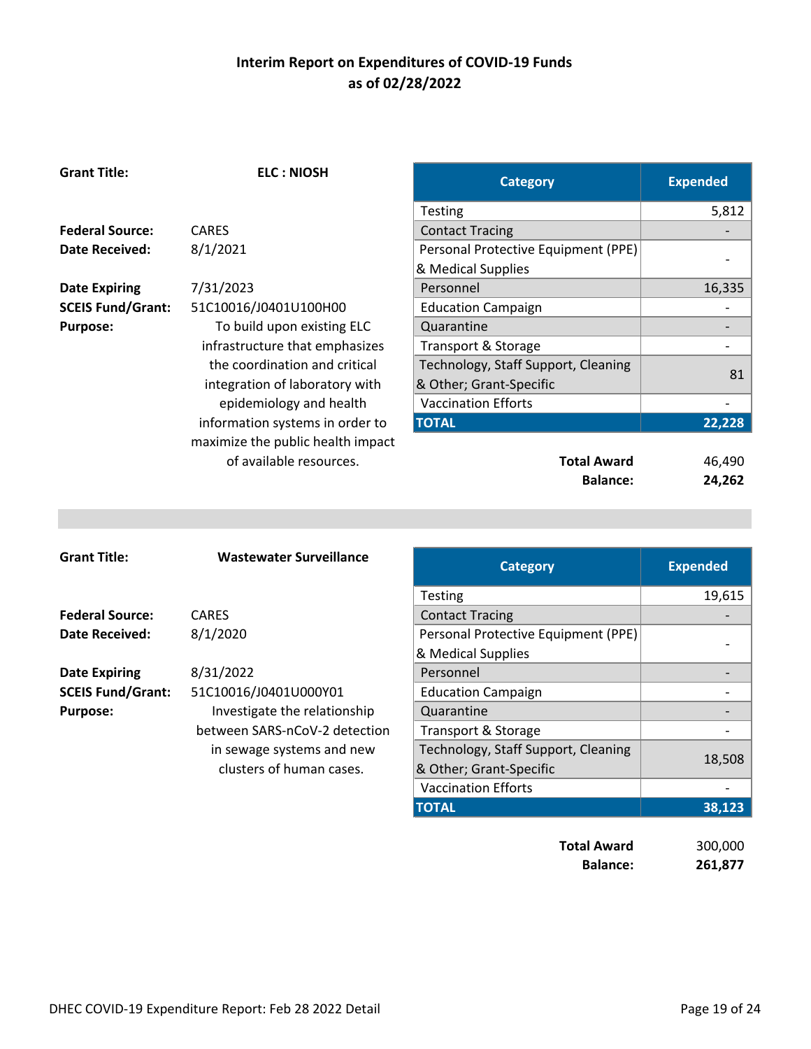# Interim Report on Expenditures of COVID-19 Funds as of 02/28/2022

**Grant Title:** **ELC : NIOSH**

**Federal Source:** CARES
**Date Received:** 8/1/2021
**Date Expiring** 7/31/2023
**SCEIS Fund/Grant:** 51C10016/J0401U100H00
**Purpose:** To build upon existing ELC infrastructure that emphasizes the coordination and critical integration of laboratory with epidemiology and health information systems in order to maximize the public health impact of available resources.

| Category | Expended |
|---|---|
| Testing | 5,812 |
| Contact Tracing | - |
| Personal Protective Equipment (PPE) & Medical Supplies | - |
| Personnel | 16,335 |
| Education Campaign | - |
| Quarantine | - |
| Transport & Storage | - |
| Technology, Staff Support, Cleaning & Other; Grant-Specific | 81 |
| Vaccination Efforts | - |
| **TOTAL** | **22,228** |

**Total Award** 46,490
**Balance:** **24,262**

---

**Grant Title:** **Wastewater Surveillance**

**Federal Source:** CARES
**Date Received:** 8/1/2020
**Date Expiring** 8/31/2022
**SCEIS Fund/Grant:** 51C10016/J0401U000Y01
**Purpose:** Investigate the relationship between SARS-nCoV-2 detection in sewage systems and new clusters of human cases.

| Category | Expended |
|---|---|
| Testing | 19,615 |
| Contact Tracing | - |
| Personal Protective Equipment (PPE) & Medical Supplies | - |
| Personnel | - |
| Education Campaign | - |
| Quarantine | - |
| Transport & Storage | - |
| Technology, Staff Support, Cleaning & Other; Grant-Specific | 18,508 |
| Vaccination Efforts | - |
| **TOTAL** | **38,123** |

**Total Award** 300,000
**Balance:** **261,877**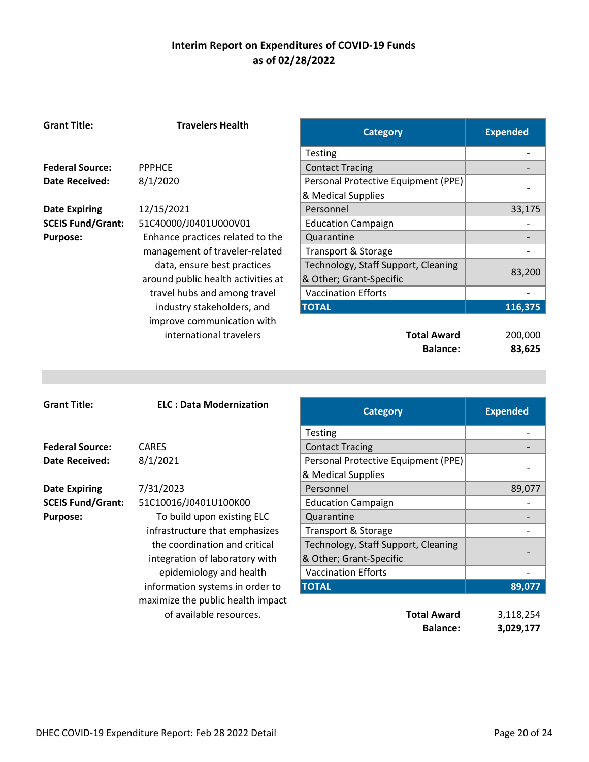## Interim Report on Expenditures of COVID-19 Funds as of 02/28/2022

**Grant Title:** Travelers Health

**Federal Source:** PPPHCE
**Date Received:** 8/1/2020
**Date Expiring** 12/15/2021
**SCEIS Fund/Grant:** 51C40000/J0401U000V01
**Purpose:** Enhance practices related to the management of traveler-related data, ensure best practices around public health activities at travel hubs and among travel industry stakeholders, and improve communication with international travelers

| Category | Expended |
|---|---|
| Testing | - |
| Contact Tracing | - |
| Personal Protective Equipment (PPE) & Medical Supplies | - |
| Personnel | 33,175 |
| Education Campaign | - |
| Quarantine | - |
| Transport & Storage | - |
| Technology, Staff Support, Cleaning & Other; Grant-Specific | 83,200 |
| Vaccination Efforts | - |
| **TOTAL** | **116,375** |

**Total Award** 200,000
**Balance:** **83,625**

---

**Grant Title:** ELC : Data Modernization

**Federal Source:** CARES
**Date Received:** 8/1/2021
**Date Expiring** 7/31/2023
**SCEIS Fund/Grant:** 51C10016/J0401U100K00
**Purpose:** To build upon existing ELC infrastructure that emphasizes the coordination and critical integration of laboratory with epidemiology and health information systems in order to maximize the public health impact of available resources.

| Category | Expended |
|---|---|
| Testing | - |
| Contact Tracing | - |
| Personal Protective Equipment (PPE) & Medical Supplies | - |
| Personnel | 89,077 |
| Education Campaign | - |
| Quarantine | - |
| Transport & Storage | - |
| Technology, Staff Support, Cleaning & Other; Grant-Specific | - |
| Vaccination Efforts | - |
| **TOTAL** | **89,077** |

**Total Award** 3,118,254
**Balance:** **3,029,177**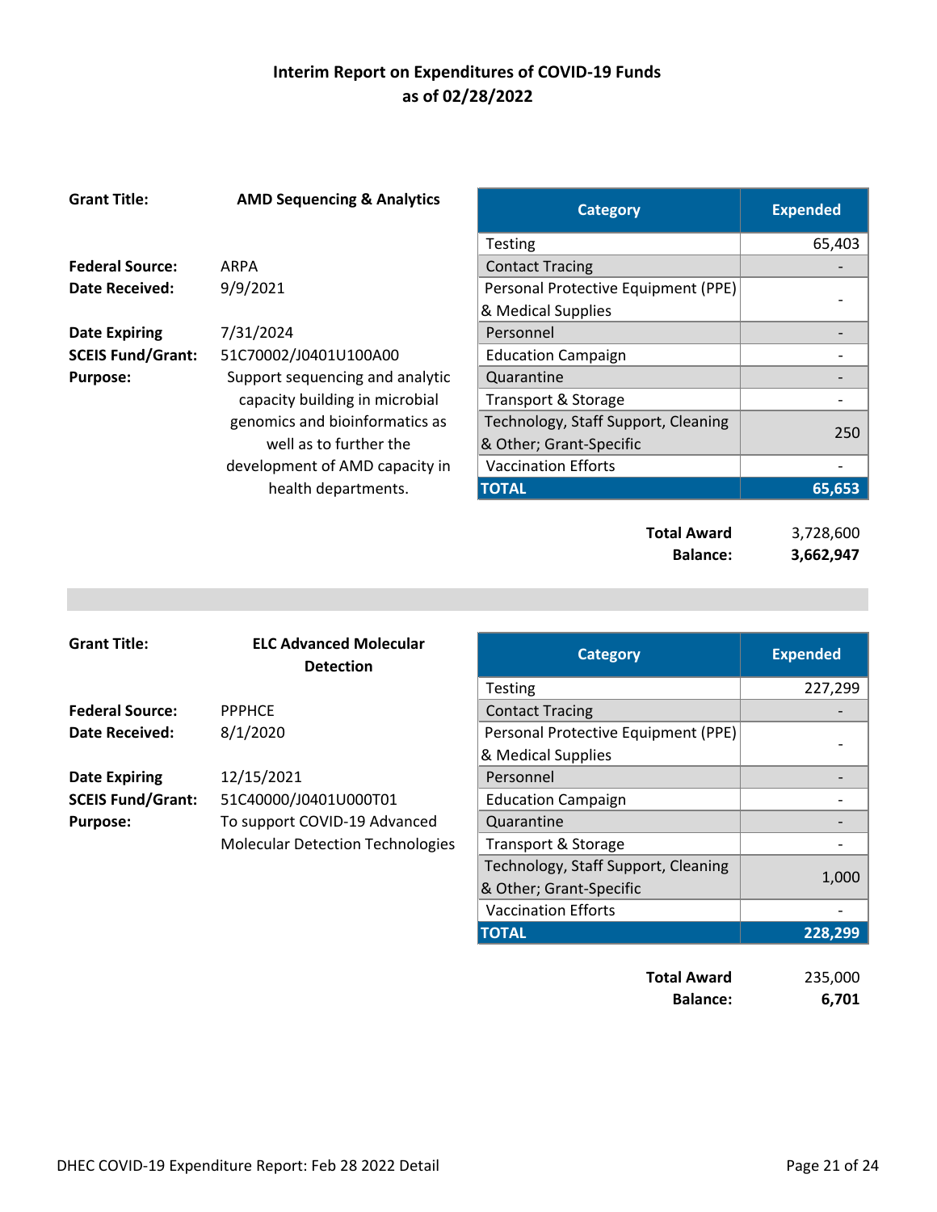# Interim Report on Expenditures of COVID-19 Funds as of 02/28/2022

**Grant Title:** **AMD Sequencing & Analytics**

**Federal Source:** ARPA
**Date Received:** 9/9/2021

**Date Expiring:** 7/31/2024
**SCEIS Fund/Grant:** 51C70002/J0401U100A00
**Purpose:** Support sequencing and analytic capacity building in microbial genomics and bioinformatics as well as to further the development of AMD capacity in health departments.

| Category | Expended |
|---|---|
| Testing | 65,403 |
| Contact Tracing | - |
| Personal Protective Equipment (PPE) & Medical Supplies | - |
| Personnel | - |
| Education Campaign | - |
| Quarantine | - |
| Transport & Storage | - |
| Technology, Staff Support, Cleaning & Other; Grant-Specific | 250 |
| Vaccination Efforts | - |
| **TOTAL** | **65,653** |

**Total Award** 3,728,600
**Balance:** **3,662,947**

---

**Grant Title:** **ELC Advanced Molecular Detection**

**Federal Source:** PPPHCE
**Date Received:** 8/1/2020

**Date Expiring:** 12/15/2021
**SCEIS Fund/Grant:** 51C40000/J0401U000T01
**Purpose:** To support COVID-19 Advanced Molecular Detection Technologies

| Category | Expended |
|---|---|
| Testing | 227,299 |
| Contact Tracing | - |
| Personal Protective Equipment (PPE) & Medical Supplies | - |
| Personnel | - |
| Education Campaign | - |
| Quarantine | - |
| Transport & Storage | - |
| Technology, Staff Support, Cleaning & Other; Grant-Specific | 1,000 |
| Vaccination Efforts | - |
| **TOTAL** | **228,299** |

**Total Award** 235,000
**Balance:** **6,701**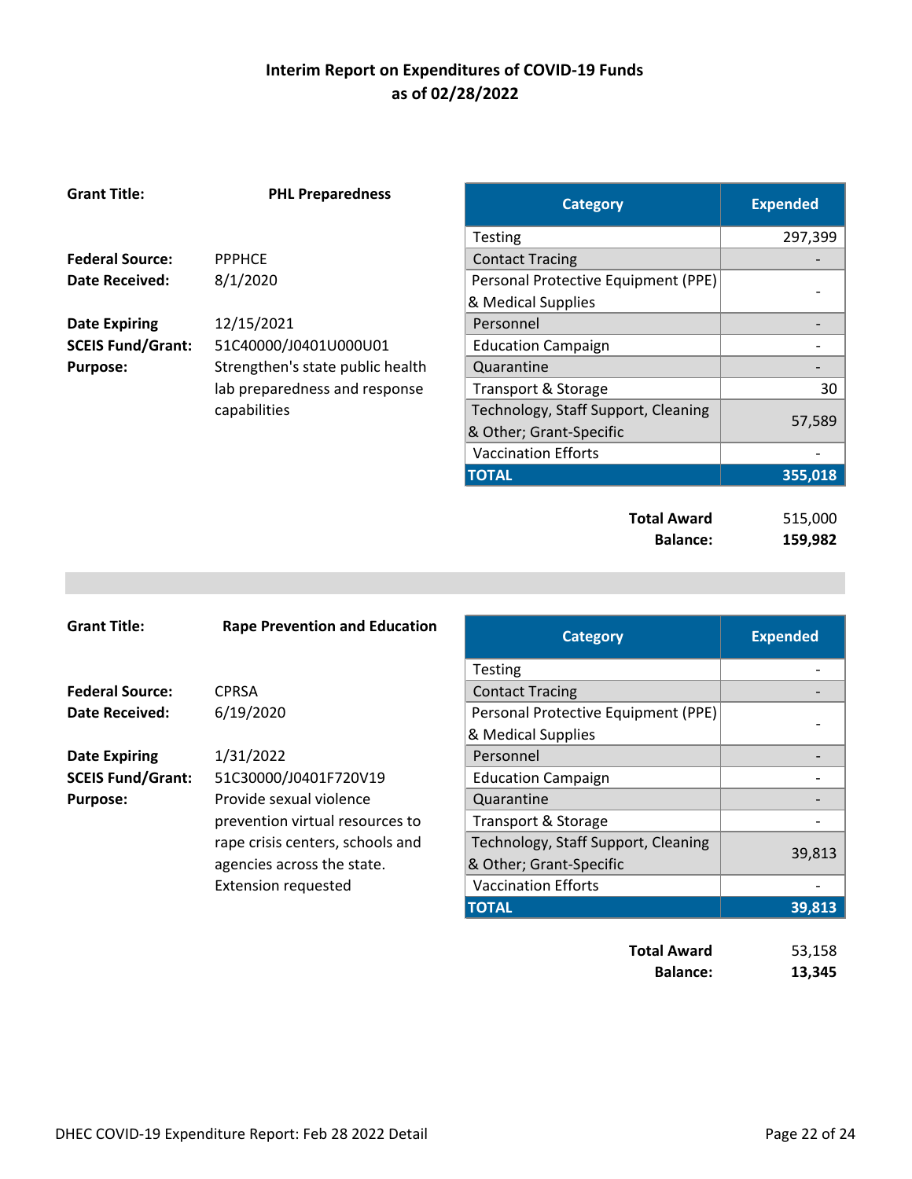# Interim Report on Expenditures of COVID-19 Funds
## as of 02/28/2022

**Grant Title:** **PHL Preparedness**

**Federal Source:** PPPHCE
**Date Received:** 8/1/2020
**Date Expiring** 12/15/2021
**SCEIS Fund/Grant:** 51C40000/J0401U000U01
**Purpose:** Strengthen's state public health lab preparedness and response capabilities

| Category | Expended |
|---|---|
| Testing | 297,399 |
| Contact Tracing | - |
| Personal Protective Equipment (PPE) & Medical Supplies | - |
| Personnel | - |
| Education Campaign | - |
| Quarantine | - |
| Transport & Storage | 30 |
| Technology, Staff Support, Cleaning & Other; Grant-Specific | 57,589 |
| Vaccination Efforts | - |
| **TOTAL** | **355,018** |

**Total Award** 515,000
**Balance:** **159,982**

---

**Grant Title:** **Rape Prevention and Education**

**Federal Source:** CPRSA
**Date Received:** 6/19/2020
**Date Expiring** 1/31/2022
**SCEIS Fund/Grant:** 51C30000/J0401F720V19
**Purpose:** Provide sexual violence prevention virtual resources to rape crisis centers, schools and agencies across the state. Extension requested

| Category | Expended |
|---|---|
| Testing | - |
| Contact Tracing | - |
| Personal Protective Equipment (PPE) & Medical Supplies | - |
| Personnel | - |
| Education Campaign | - |
| Quarantine | - |
| Transport & Storage | - |
| Technology, Staff Support, Cleaning & Other; Grant-Specific | 39,813 |
| Vaccination Efforts | - |
| **TOTAL** | **39,813** |

**Total Award** 53,158
**Balance:** **13,345**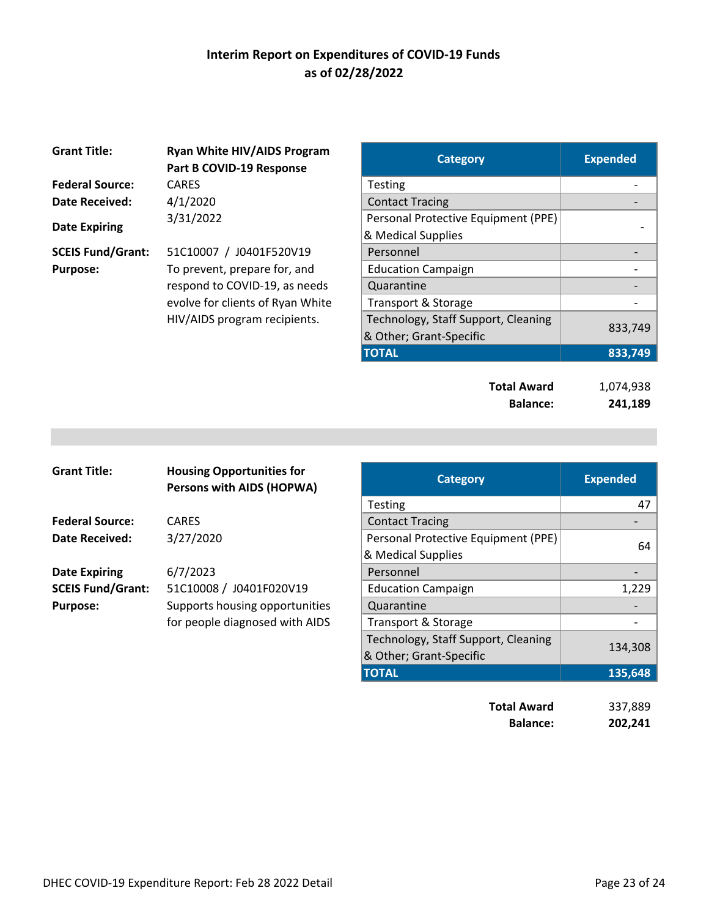# Interim Report on Expenditures of COVID-19 Funds as of 02/28/2022

**Grant Title:** **Ryan White HIV/AIDS Program Part B COVID-19 Response**

**Federal Source:** CARES

**Date Received:** 4/1/2020

**Date Expiring** 3/31/2022

**SCEIS Fund/Grant:** 51C10007 / J0401F520V19

**Purpose:** To prevent, prepare for, and respond to COVID-19, as needs evolve for clients of Ryan White HIV/AIDS program recipients.

| Category | Expended |
|---|---|
| Testing | - |
| Contact Tracing | - |
| Personal Protective Equipment (PPE) & Medical Supplies | - |
| Personnel | - |
| Education Campaign | - |
| Quarantine | - |
| Transport & Storage | - |
| Technology, Staff Support, Cleaning & Other; Grant-Specific | 833,749 |
| **TOTAL** | **833,749** |

**Total Award** 1,074,938

**Balance:** **241,189**

---

**Grant Title:** **Housing Opportunities for Persons with AIDS (HOPWA)**

**Federal Source:** CARES

**Date Received:** 3/27/2020

**Date Expiring** 6/7/2023

**SCEIS Fund/Grant:** 51C10008 / J0401F020V19

**Purpose:** Supports housing opportunities for people diagnosed with AIDS

| Category | Expended |
|---|---|
| Testing | 47 |
| Contact Tracing | - |
| Personal Protective Equipment (PPE) & Medical Supplies | 64 |
| Personnel | - |
| Education Campaign | 1,229 |
| Quarantine | - |
| Transport & Storage | - |
| Technology, Staff Support, Cleaning & Other; Grant-Specific | 134,308 |
| **TOTAL** | **135,648** |

**Total Award** 337,889

**Balance:** **202,241**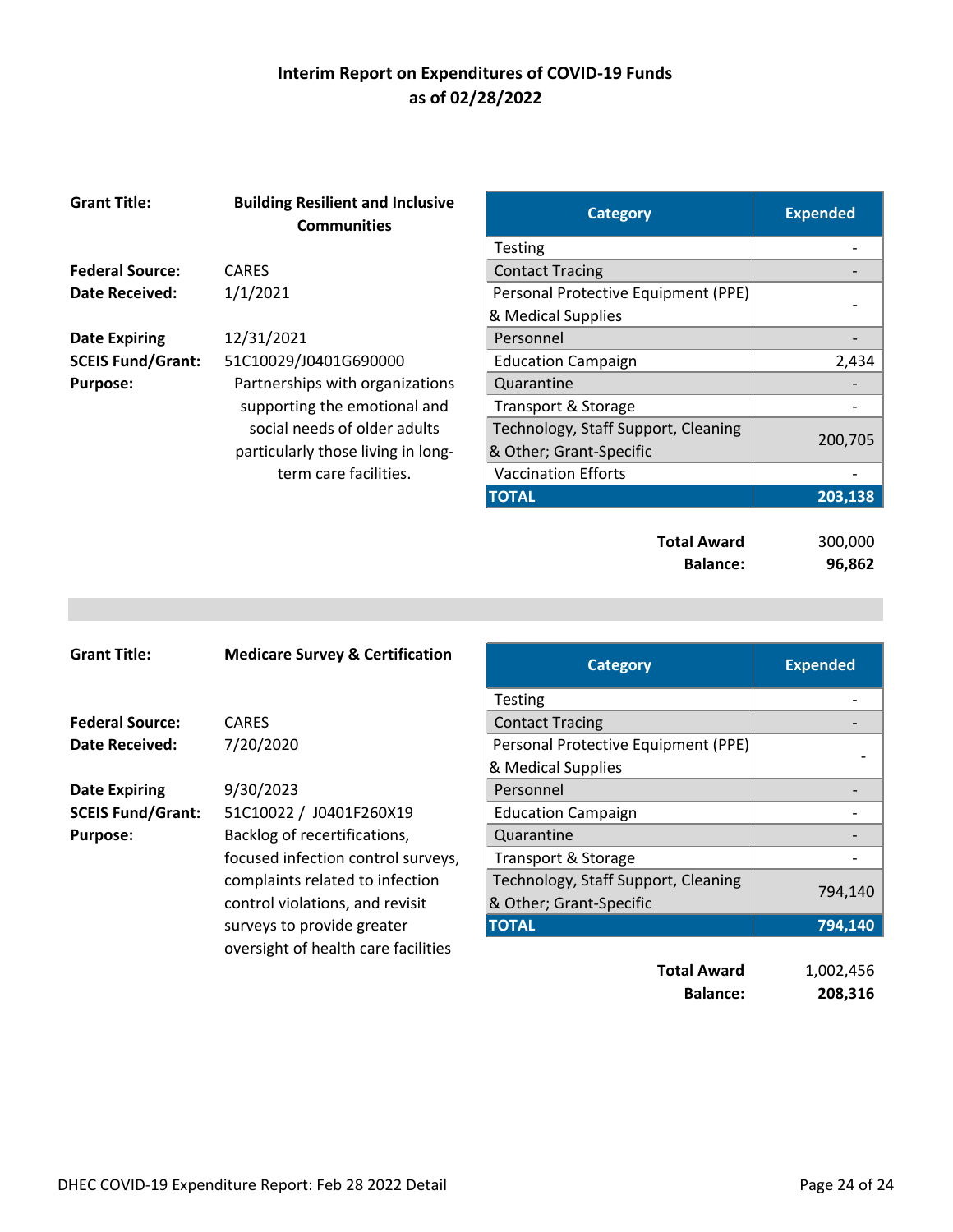# Interim Report on Expenditures of COVID-19 Funds as of 02/28/2022

**Grant Title:** **Building Resilient and Inclusive Communities**

**Federal Source:** CARES

**Date Received:** 1/1/2021

**Date Expiring** 12/31/2021

**SCEIS Fund/Grant:** 51C10029/J0401G690000

**Purpose:** Partnerships with organizations supporting the emotional and social needs of older adults particularly those living in long-term care facilities.

| Category | Expended |
| --- | --- |
| Testing | - |
| Contact Tracing | - |
| Personal Protective Equipment (PPE) & Medical Supplies | - |
| Personnel | - |
| Education Campaign | 2,434 |
| Quarantine | - |
| Transport & Storage | - |
| Technology, Staff Support, Cleaning & Other; Grant-Specific | 200,705 |
| Vaccination Efforts | - |
| **TOTAL** | **203,138** |

**Total Award** 300,000

**Balance:** **96,862**

---

**Grant Title:** **Medicare Survey & Certification**

**Federal Source:** CARES

**Date Received:** 7/20/2020

**Date Expiring** 9/30/2023

**SCEIS Fund/Grant:** 51C10022 / J0401F260X19

**Purpose:** Backlog of recertifications, focused infection control surveys, complaints related to infection control violations, and revisit surveys to provide greater oversight of health care facilities

| Category | Expended |
| --- | --- |
| Testing | - |
| Contact Tracing | - |
| Personal Protective Equipment (PPE) & Medical Supplies | - |
| Personnel | - |
| Education Campaign | - |
| Quarantine | - |
| Transport & Storage | - |
| Technology, Staff Support, Cleaning & Other; Grant-Specific | 794,140 |
| **TOTAL** | **794,140** |

**Total Award** 1,002,456

**Balance:** **208,316**